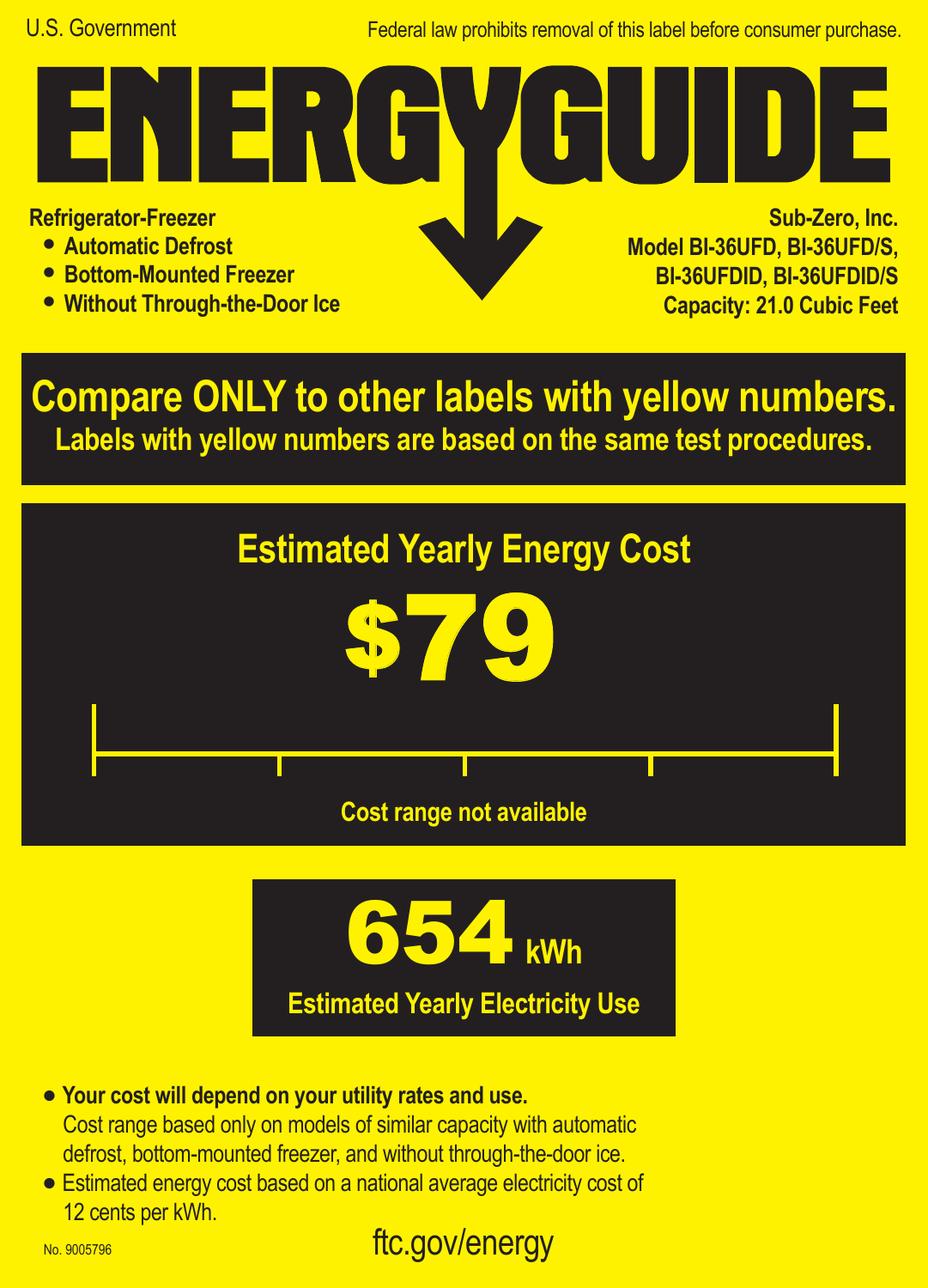U.S. Government

Federal law prohibits removal of this label before consumer purchase.

# ENERGYGUIDE

**Refrigerator-Freezer**

- **Automatic Defrost**
- **Bottom-Mounted Freezer**
- **Without Through-the-Door Ice**

**Sub-Zero, Inc.**
**Model BI-36UFD, BI-36UFD/S, BI-36UFDID, BI-36UFDID/S**
**Capacity: 21.0 Cubic Feet**

## Compare ONLY to other labels with yellow numbers.

**Labels with yellow numbers are based on the same test procedures.**

## Estimated Yearly Energy Cost

# $79

Cost range not available

# 654 kWh

**Estimated Yearly Electricity Use**

- **Your cost will depend on your utility rates and use.**
  Cost range based only on models of similar capacity with automatic defrost, bottom-mounted freezer, and without through-the-door ice.
- Estimated energy cost based on a national average electricity cost of 12 cents per kWh.

No. 9005796

ftc.gov/energy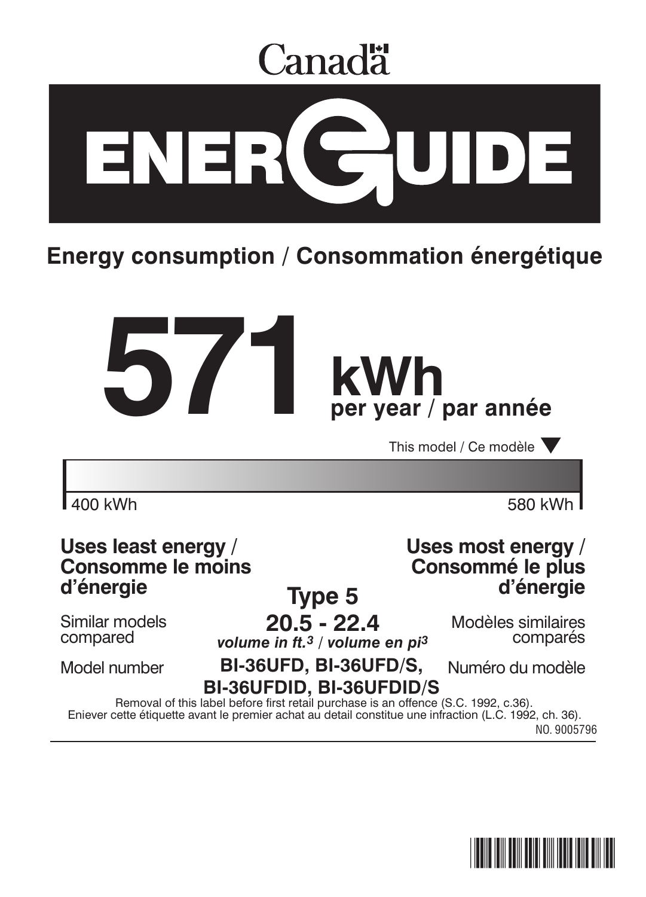Canada

# ENERGUIDE

## Energy consumption / Consommation énergétique

# 571 kWh

**per year / par année**

This model / Ce modèle ▼

400 kWh

580 kWh

**Uses least energy / Consomme le moins d'énergie**

**Uses most energy / Consommé le plus d'énergie**

**Type 5**

Similar models compared

**20.5 - 22.4**

***volume in ft.$^3$ / volume en pi$^3$***

Modèles similaires comparés

Model number

**BI-36UFD, BI-36UFD/S, BI-36UFDID, BI-36UFDID/S**

Numéro du modèle

Removal of this label before first retail purchase is an offence (S.C. 1992, c.36).

Eniever cette étiquette avant le premier achat au detail constitue une infraction (L.C. 1992, ch. 36).

NO. 9005796